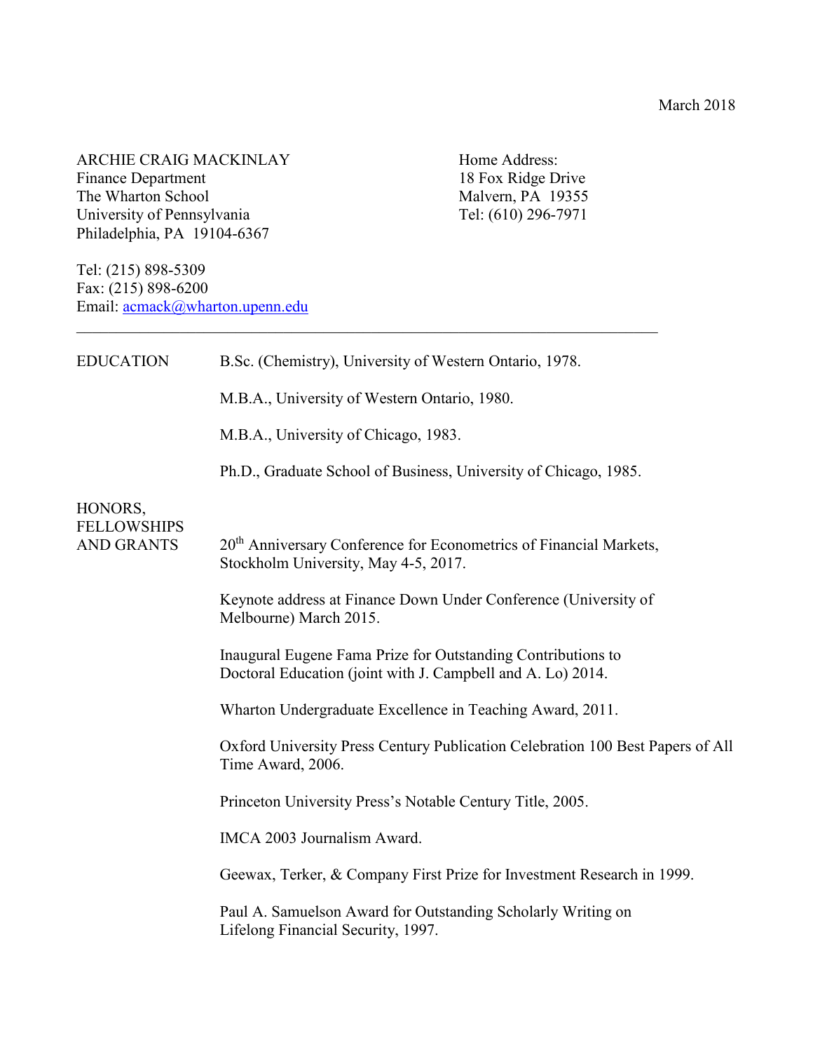March 2018

ARCHIE CRAIG MACKINLAY
Finance Department
The Wharton School
University of Pennsylvania
Philadelphia, PA 19104-6367

Home Address:
18 Fox Ridge Drive
Malvern, PA 19355
Tel: (610) 296-7971

Tel: (215) 898-5309
Fax: (215) 898-6200
Email: acmack@wharton.upenn.edu

---

## EDUCATION

B.Sc. (Chemistry), University of Western Ontario, 1978.

M.B.A., University of Western Ontario, 1980.

M.B.A., University of Chicago, 1983.

Ph.D., Graduate School of Business, University of Chicago, 1985.

## HONORS, FELLOWSHIPS AND GRANTS

20th Anniversary Conference for Econometrics of Financial Markets, Stockholm University, May 4-5, 2017.

Keynote address at Finance Down Under Conference (University of Melbourne) March 2015.

Inaugural Eugene Fama Prize for Outstanding Contributions to Doctoral Education (joint with J. Campbell and A. Lo) 2014.

Wharton Undergraduate Excellence in Teaching Award, 2011.

Oxford University Press Century Publication Celebration 100 Best Papers of All Time Award, 2006.

Princeton University Press's Notable Century Title, 2005.

IMCA 2003 Journalism Award.

Geewax, Terker, & Company First Prize for Investment Research in 1999.

Paul A. Samuelson Award for Outstanding Scholarly Writing on Lifelong Financial Security, 1997.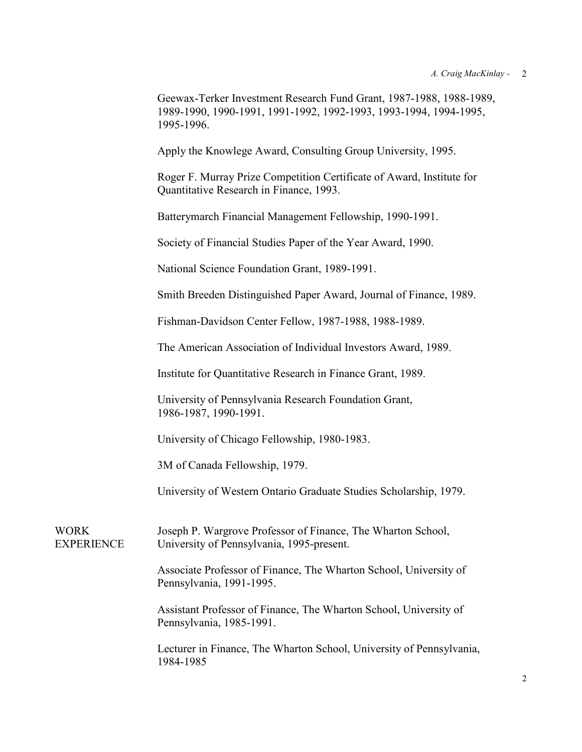Geewax-Terker Investment Research Fund Grant, 1987-1988, 1988-1989, 1989-1990, 1990-1991, 1991-1992, 1992-1993, 1993-1994, 1994-1995, 1995-1996.

Apply the Knowlege Award, Consulting Group University, 1995.

Roger F. Murray Prize Competition Certificate of Award, Institute for Quantitative Research in Finance, 1993.

Batterymarch Financial Management Fellowship, 1990-1991.

Society of Financial Studies Paper of the Year Award, 1990.

National Science Foundation Grant, 1989-1991.

Smith Breeden Distinguished Paper Award, Journal of Finance, 1989.

Fishman-Davidson Center Fellow, 1987-1988, 1988-1989.

The American Association of Individual Investors Award, 1989.

Institute for Quantitative Research in Finance Grant, 1989.

University of Pennsylvania Research Foundation Grant, 1986-1987, 1990-1991.

University of Chicago Fellowship, 1980-1983.

3M of Canada Fellowship, 1979.

University of Western Ontario Graduate Studies Scholarship, 1979.

## WORK EXPERIENCE

Joseph P. Wargrove Professor of Finance, The Wharton School, University of Pennsylvania, 1995-present.

Associate Professor of Finance, The Wharton School, University of Pennsylvania, 1991-1995.

Assistant Professor of Finance, The Wharton School, University of Pennsylvania, 1985-1991.

Lecturer in Finance, The Wharton School, University of Pennsylvania, 1984-1985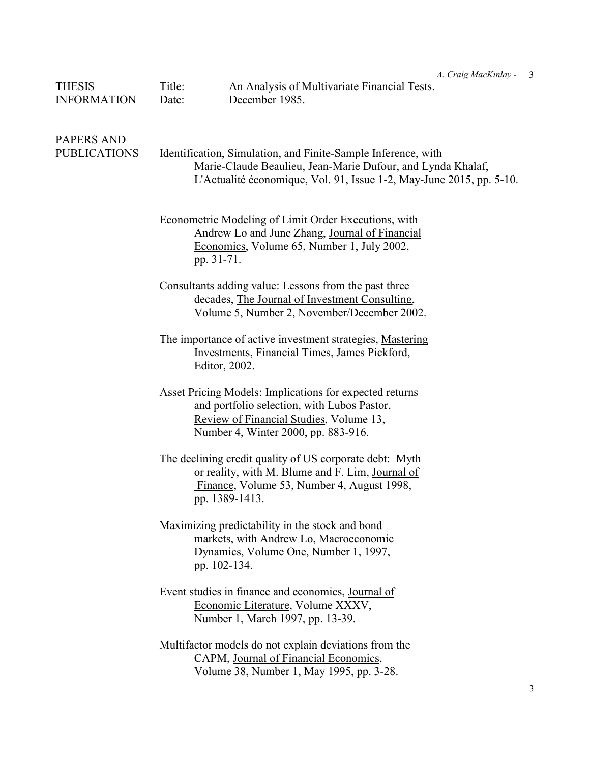**THESIS INFORMATION**

Title: An Analysis of Multivariate Financial Tests.
Date: December 1985.

**PAPERS AND PUBLICATIONS**

Identification, Simulation, and Finite-Sample Inference, with Marie-Claude Beaulieu, Jean-Marie Dufour, and Lynda Khalaf, L'Actualité économique, Vol. 91, Issue 1-2, May-June 2015, pp. 5-10.

Econometric Modeling of Limit Order Executions, with Andrew Lo and June Zhang, Journal of Financial Economics, Volume 65, Number 1, July 2002, pp. 31-71.

Consultants adding value: Lessons from the past three decades, The Journal of Investment Consulting, Volume 5, Number 2, November/December 2002.

The importance of active investment strategies, Mastering Investments, Financial Times, James Pickford, Editor, 2002.

Asset Pricing Models: Implications for expected returns and portfolio selection, with Lubos Pastor, Review of Financial Studies, Volume 13, Number 4, Winter 2000, pp. 883-916.

The declining credit quality of US corporate debt: Myth or reality, with M. Blume and F. Lim, Journal of Finance, Volume 53, Number 4, August 1998, pp. 1389-1413.

Maximizing predictability in the stock and bond markets, with Andrew Lo, Macroeconomic Dynamics, Volume One, Number 1, 1997, pp. 102-134.

Event studies in finance and economics, Journal of Economic Literature, Volume XXXV, Number 1, March 1997, pp. 13-39.

Multifactor models do not explain deviations from the CAPM, Journal of Financial Economics, Volume 38, Number 1, May 1995, pp. 3-28.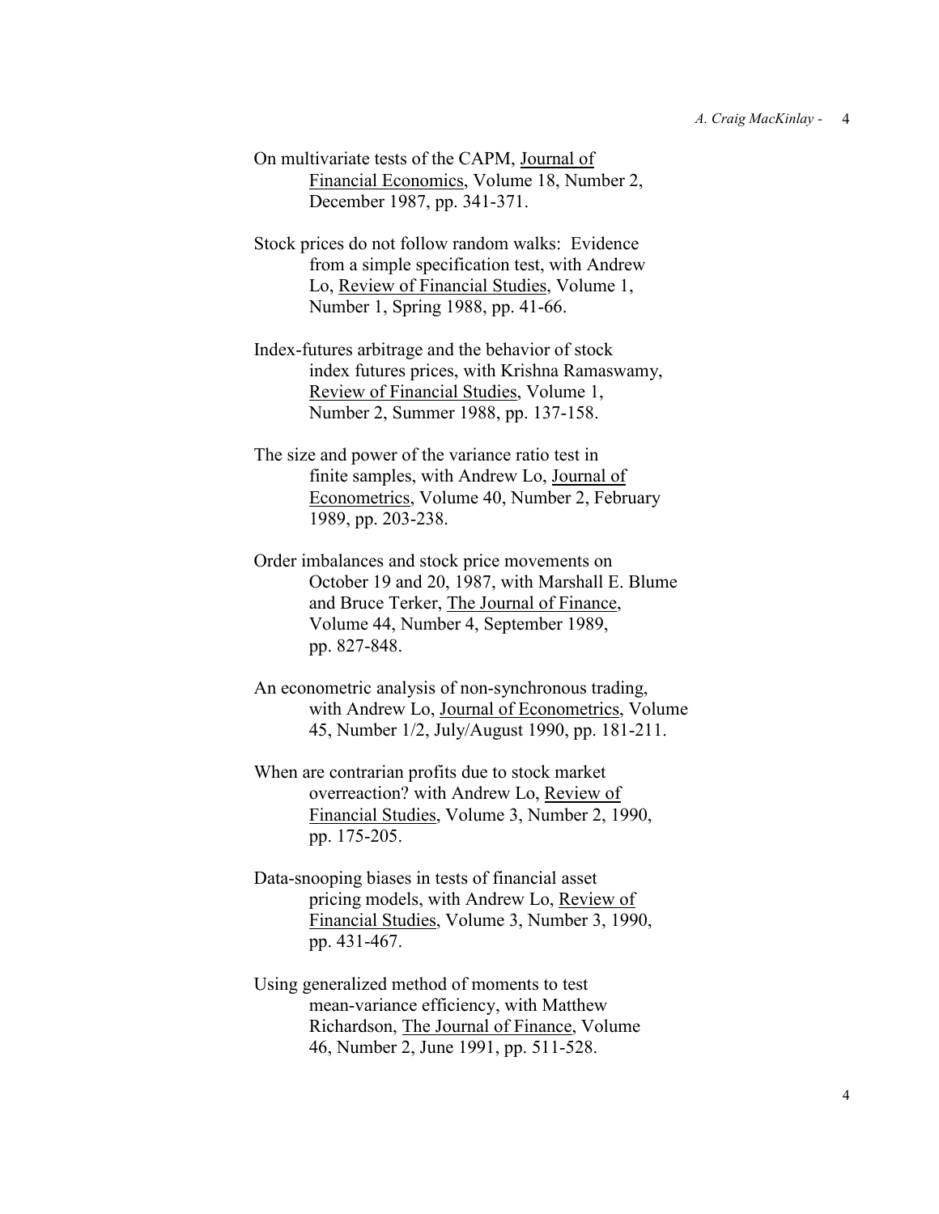On multivariate tests of the CAPM, Journal of Financial Economics, Volume 18, Number 2, December 1987, pp. 341-371.

Stock prices do not follow random walks: Evidence from a simple specification test, with Andrew Lo, Review of Financial Studies, Volume 1, Number 1, Spring 1988, pp. 41-66.

Index-futures arbitrage and the behavior of stock index futures prices, with Krishna Ramaswamy, Review of Financial Studies, Volume 1, Number 2, Summer 1988, pp. 137-158.

The size and power of the variance ratio test in finite samples, with Andrew Lo, Journal of Econometrics, Volume 40, Number 2, February 1989, pp. 203-238.

Order imbalances and stock price movements on October 19 and 20, 1987, with Marshall E. Blume and Bruce Terker, The Journal of Finance, Volume 44, Number 4, September 1989, pp. 827-848.

An econometric analysis of non-synchronous trading, with Andrew Lo, Journal of Econometrics, Volume 45, Number 1/2, July/August 1990, pp. 181-211.

When are contrarian profits due to stock market overreaction? with Andrew Lo, Review of Financial Studies, Volume 3, Number 2, 1990, pp. 175-205.

Data-snooping biases in tests of financial asset pricing models, with Andrew Lo, Review of Financial Studies, Volume 3, Number 3, 1990, pp. 431-467.

Using generalized method of moments to test mean-variance efficiency, with Matthew Richardson, The Journal of Finance, Volume 46, Number 2, June 1991, pp. 511-528.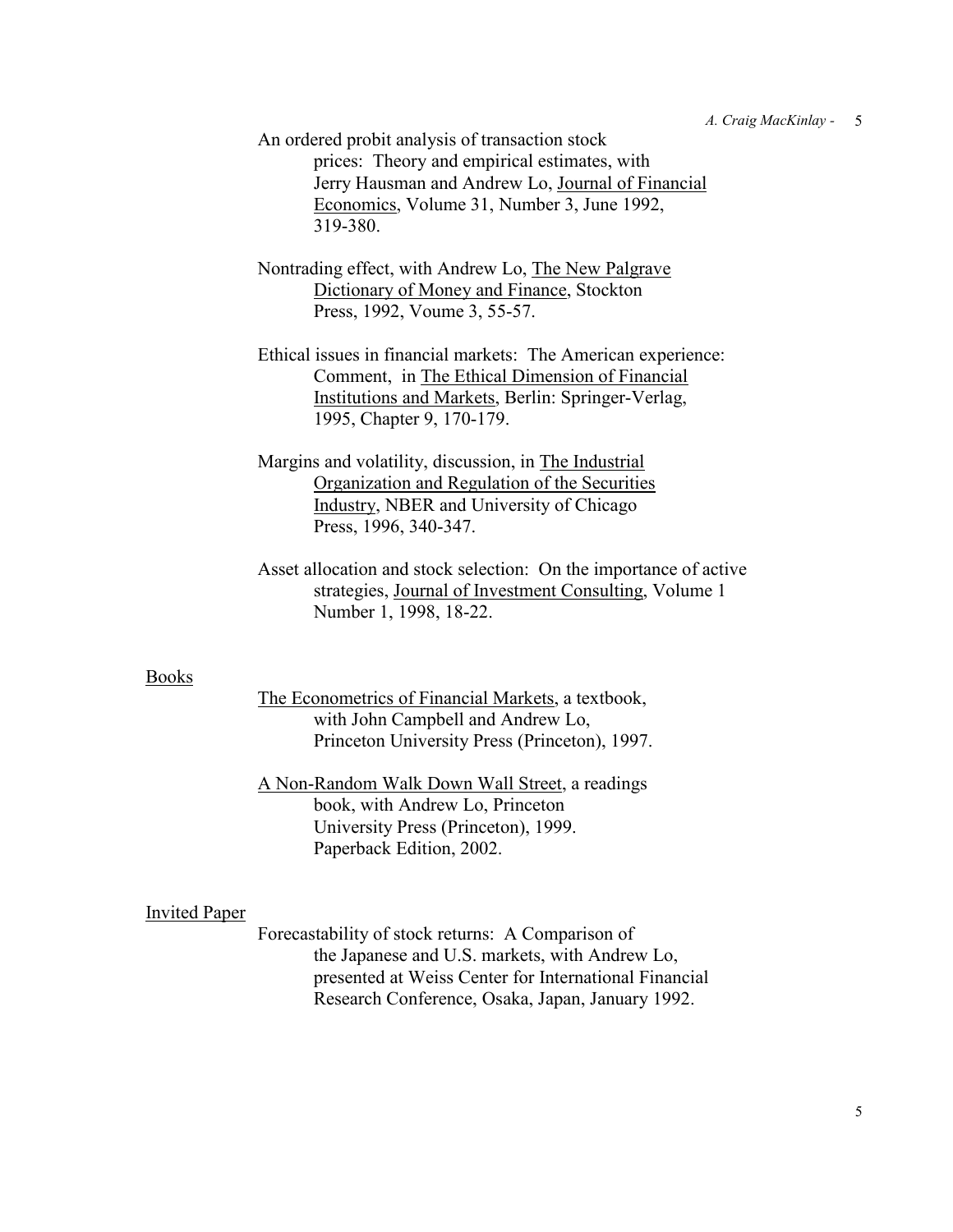An ordered probit analysis of transaction stock prices: Theory and empirical estimates, with Jerry Hausman and Andrew Lo, Journal of Financial Economics, Volume 31, Number 3, June 1992, 319-380.

Nontrading effect, with Andrew Lo, The New Palgrave Dictionary of Money and Finance, Stockton Press, 1992, Voume 3, 55-57.

Ethical issues in financial markets: The American experience: Comment, in The Ethical Dimension of Financial Institutions and Markets, Berlin: Springer-Verlag, 1995, Chapter 9, 170-179.

Margins and volatility, discussion, in The Industrial Organization and Regulation of the Securities Industry, NBER and University of Chicago Press, 1996, 340-347.

Asset allocation and stock selection: On the importance of active strategies, Journal of Investment Consulting, Volume 1 Number 1, 1998, 18-22.

## Books

The Econometrics of Financial Markets, a textbook, with John Campbell and Andrew Lo, Princeton University Press (Princeton), 1997.

A Non-Random Walk Down Wall Street, a readings book, with Andrew Lo, Princeton University Press (Princeton), 1999. Paperback Edition, 2002.

## Invited Paper

Forecastability of stock returns: A Comparison of the Japanese and U.S. markets, with Andrew Lo, presented at Weiss Center for International Financial Research Conference, Osaka, Japan, January 1992.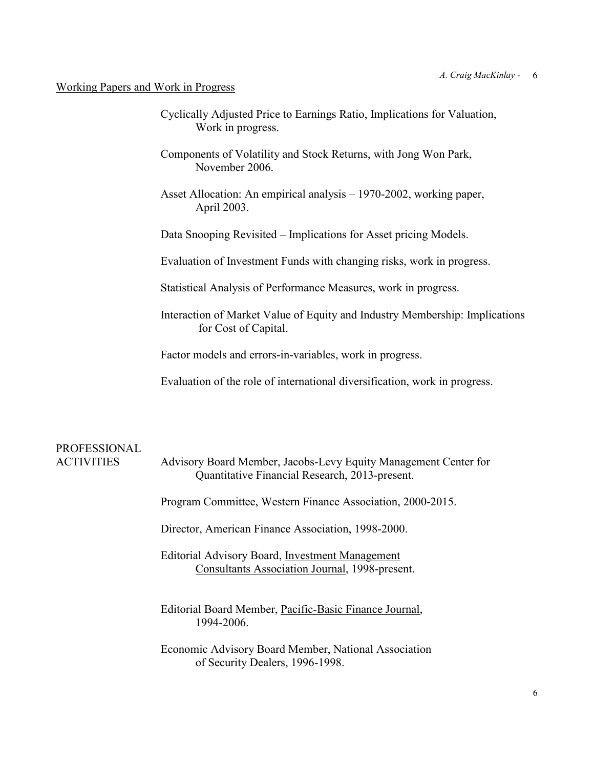## Working Papers and Work in Progress

Cyclically Adjusted Price to Earnings Ratio, Implications for Valuation, Work in progress.

Components of Volatility and Stock Returns, with Jong Won Park, November 2006.

Asset Allocation: An empirical analysis – 1970-2002, working paper, April 2003.

Data Snooping Revisited – Implications for Asset pricing Models.

Evaluation of Investment Funds with changing risks, work in progress.

Statistical Analysis of Performance Measures, work in progress.

Interaction of Market Value of Equity and Industry Membership: Implications for Cost of Capital.

Factor models and errors-in-variables, work in progress.

Evaluation of the role of international diversification, work in progress.

## PROFESSIONAL ACTIVITIES

Advisory Board Member, Jacobs-Levy Equity Management Center for Quantitative Financial Research, 2013-present.

Program Committee, Western Finance Association, 2000-2015.

Director, American Finance Association, 1998-2000.

Editorial Advisory Board, Investment Management Consultants Association Journal, 1998-present.

Editorial Board Member, Pacific-Basic Finance Journal, 1994-2006.

Economic Advisory Board Member, National Association of Security Dealers, 1996-1998.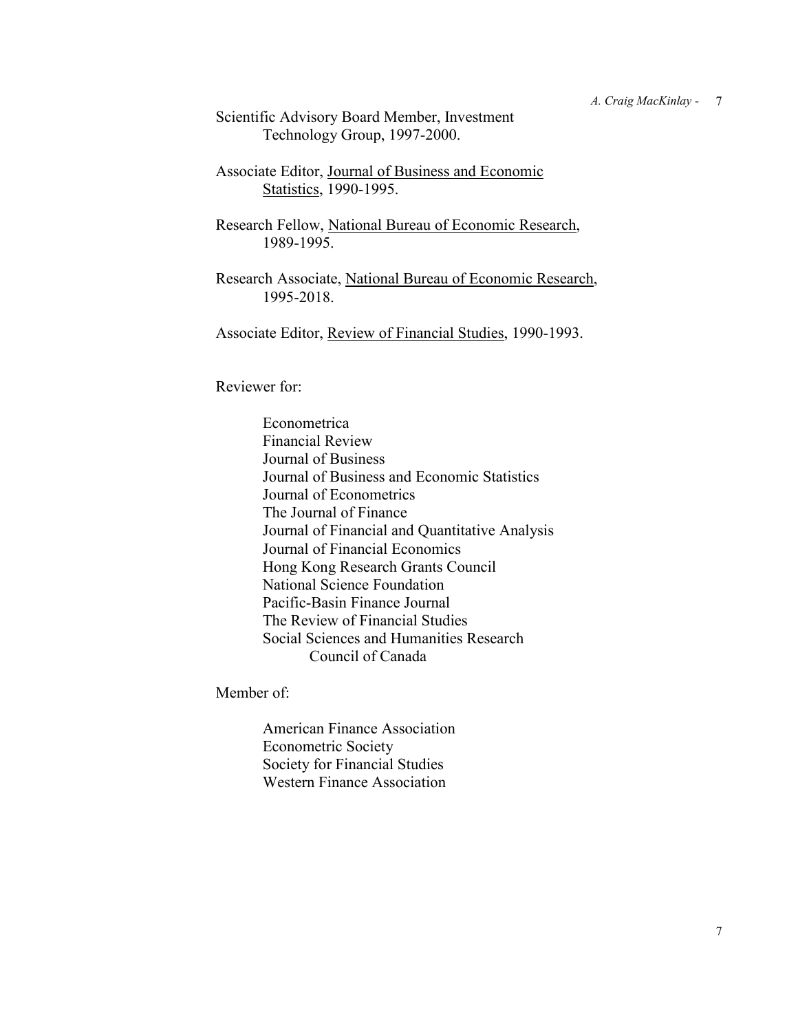Scientific Advisory Board Member, Investment Technology Group, 1997-2000.

Associate Editor, Journal of Business and Economic Statistics, 1990-1995.

Research Fellow, National Bureau of Economic Research, 1989-1995.

Research Associate, National Bureau of Economic Research, 1995-2018.

Associate Editor, Review of Financial Studies, 1990-1993.

Reviewer for:

- Econometrica
- Financial Review
- Journal of Business
- Journal of Business and Economic Statistics
- Journal of Econometrics
- The Journal of Finance
- Journal of Financial and Quantitative Analysis
- Journal of Financial Economics
- Hong Kong Research Grants Council
- National Science Foundation
- Pacific-Basin Finance Journal
- The Review of Financial Studies
- Social Sciences and Humanities Research Council of Canada

Member of:

- American Finance Association
- Econometric Society
- Society for Financial Studies
- Western Finance Association